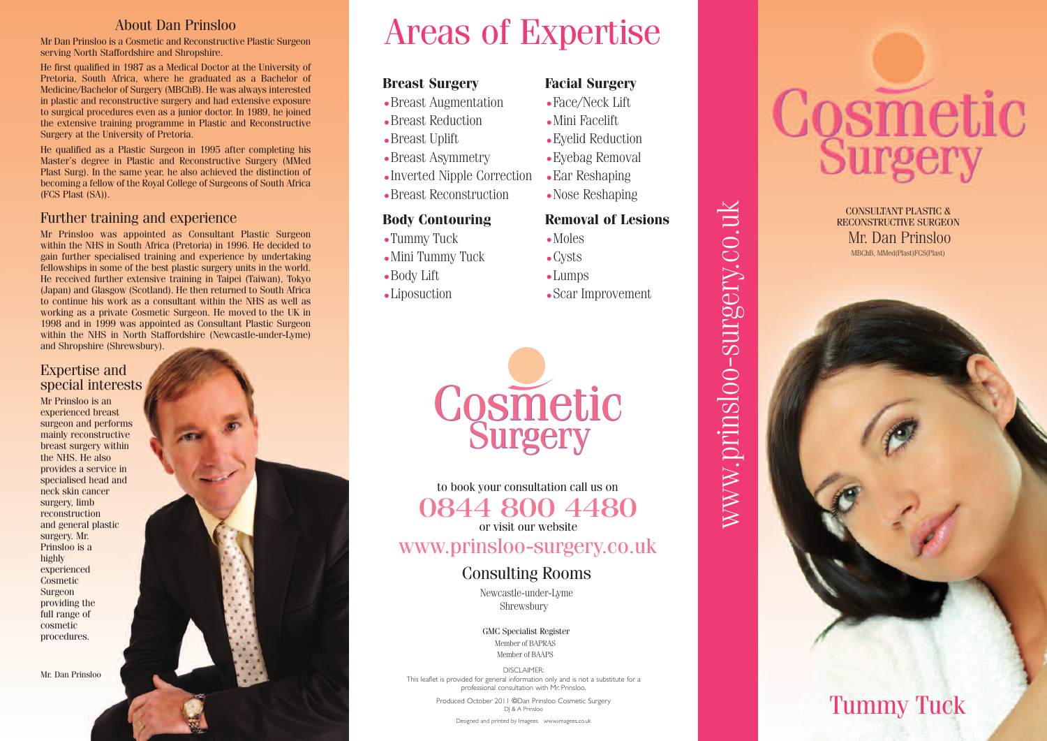## About Dan Prinsloo

Mr Dan Prinsloo is a Cosmetic and Reconstructive Plastic Surgeon serving North Staffordshire and Shropshire.

He first qualified in 1987 as a Medical Doctor at the University of Pretoria, South Africa, where he graduated as a Bachelor of Medicine/Bachelor of Surgery (MBChB). He was always interested in plastic and reconstructive surgery and had extensive exposure to surgical procedures even as a junior doctor. In 1989, he joined the extensive training programme in Plastic and Reconstructive Surgery at the University of Pretoria.

He qualified as a Plastic Surgeon in 1995 after completing his Master's degree in Plastic and Reconstructive Surgery (MMed Plast Surg). In the same year, he also achieved the distinction of becoming a fellow of the Royal College of Surgeons of South Africa (FCS Plast (SA)).

## Further training and experience

Mr Prinsloo was appointed as Consultant Plastic Surgeon within the NHS in South Africa (Pretoria) in 1996. He decided to gain further specialised training and experience by undertaking fellowships in some of the best plastic surgery units in the world. He received further extensive training in Taipei (Taiwan), Tokyo (Japan) and Glasgow (Scotland). He then returned to South Africa to continue his work as a consultant within the NHS as well as working as a private Cosmetic Surgeon. He moved to the UK in 1998 and in 1999 was appointed as Consultant Plastic Surgeon within the NHS in North Staffordshire (Newcastle-under-Lyme) and Shropshire (Shrewsbury).

## Expertise and special interests

Mr Prinsloo is an experienced breast surgeon and performs mainly reconstructive breast surgery within the NHS. He also provides a service in specialised head and neck skin cancer surgery, limb reconstruction and general plastic surgery. Mr. Prinsloo is a highly experienced Cosmetic Surgeon providing the full range of cosmetic procedures.

Mr. Dan Prinsloo

# Areas of Expertise

### Breast Surgery

- Breast Augmentation
- Breast Reduction
- Breast Uplift
- Breast Asymmetry
- Inverted Nipple Correction
- Breast Reconstruction

### Body Contouring

- Tummy Tuck
- Mini Tummy Tuck
- Body Lift
- Liposuction

### Facial Surgery

- Face/Neck Lift
- Mini Facelift
- Eyelid Reduction
- Eyebag Removal
- Ear Reshaping
- Nose Reshaping

### Removal of Lesions

- Moles
- Cysts
- Lumps
- Scar Improvement

Cosmetic Surgery

to book your consultation call us on

**0844 800 4480**

or visit our website

www.prinsloo-surgery.co.uk

## Consulting Rooms

Newcastle-under-Lyme
Shrewsbury

GMC Specialist Register
Member of BAPRAS
Member of BAAPS

DISCLAIMER:
This leaflet is provided for general information only and is not a substitute for a professional consultation with Mr. Prinsloo.

Produced October 2011 ©Dan Prinsloo Cosmetic Surgery
DJ & A Prinsloo

Designed and printed by Imagees www.imagees.co.uk

www.prinsloo-surgery.co.uk

# Cosmetic Surgery

CONSULTANT PLASTIC & RECONSTRUCTIVE SURGEON
Mr. Dan Prinsloo
MBChB, MMed(Plast)FCS(Plast)

## Tummy Tuck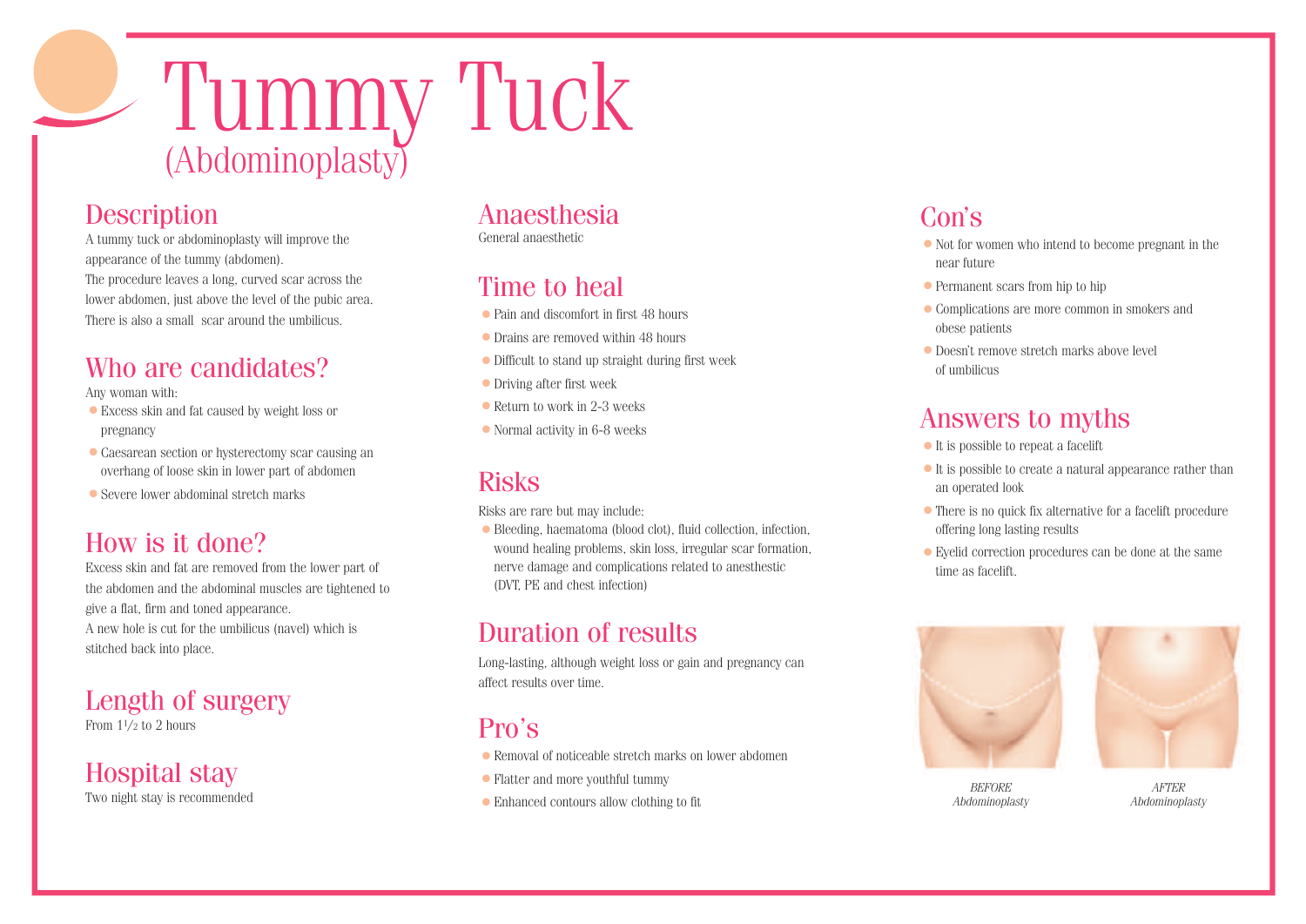# Tummy Tuck
## (Abdominoplasty)

## Description

A tummy tuck or abdominoplasty will improve the appearance of the tummy (abdomen).
The procedure leaves a long, curved scar across the lower abdomen, just above the level of the pubic area. There is also a small scar around the umbilicus.

## Who are candidates?

Any woman with:

- Excess skin and fat caused by weight loss or pregnancy
- Caesarean section or hysterectomy scar causing an overhang of loose skin in lower part of abdomen
- Severe lower abdominal stretch marks

## How is it done?

Excess skin and fat are removed from the lower part of the abdomen and the abdominal muscles are tightened to give a flat, firm and toned appearance.
A new hole is cut for the umbilicus (navel) which is stitched back into place.

## Length of surgery

From 1½ to 2 hours

## Hospital stay

Two night stay is recommended

## Anaesthesia

General anaesthetic

## Time to heal

- Pain and discomfort in first 48 hours
- Drains are removed within 48 hours
- Difficult to stand up straight during first week
- Driving after first week
- Return to work in 2-3 weeks
- Normal activity in 6-8 weeks

## Risks

Risks are rare but may include:

- Bleeding, haematoma (blood clot), fluid collection, infection, wound healing problems, skin loss, irregular scar formation, nerve damage and complications related to anesthestic (DVT, PE and chest infection)

## Duration of results

Long-lasting, although weight loss or gain and pregnancy can affect results over time.

## Pro's

- Removal of noticeable stretch marks on lower abdomen
- Flatter and more youthful tummy
- Enhanced contours allow clothing to fit

## Con's

- Not for women who intend to become pregnant in the near future
- Permanent scars from hip to hip
- Complications are more common in smokers and obese patients
- Doesn't remove stretch marks above level of umbilicus

## Answers to myths

- It is possible to repeat a facelift
- It is possible to create a natural appearance rather than an operated look
- There is no quick fix alternative for a facelift procedure offering long lasting results
- Eyelid correction procedures can be done at the same time as facelift.

*BEFORE Abdominoplasty*

*AFTER Abdominoplasty*